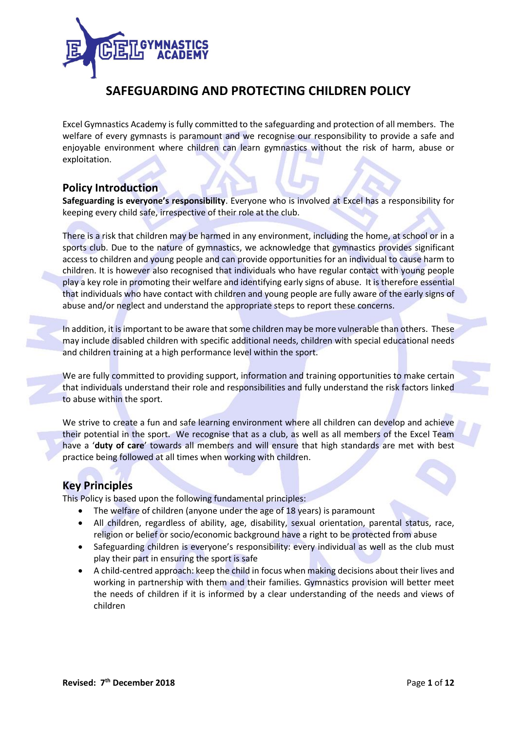# SAFEGUARDING AND PROTECTING CHILDREN POLICY

Excel Gymnastics Academy is fully committed to the safeguarding and protection of all members. The welfare of every gymnasts is paramount and we recognise our responsibility to provide a safe and enjoyable environment where children can learn gymnastics without the risk of harm, abuse or exploitation.

## Policy Introduction

**Safeguarding is everyone's responsibility**. Everyone who is involved at Excel has a responsibility for keeping every child safe, irrespective of their role at the club.

There is a risk that children may be harmed in any environment, including the home, at school or in a sports club. Due to the nature of gymnastics, we acknowledge that gymnastics provides significant access to children and young people and can provide opportunities for an individual to cause harm to children. It is however also recognised that individuals who have regular contact with young people play a key role in promoting their welfare and identifying early signs of abuse. It is therefore essential that individuals who have contact with children and young people are fully aware of the early signs of abuse and/or neglect and understand the appropriate steps to report these concerns.

In addition, it is important to be aware that some children may be more vulnerable than others. These may include disabled children with specific additional needs, children with special educational needs and children training at a high performance level within the sport.

We are fully committed to providing support, information and training opportunities to make certain that individuals understand their role and responsibilities and fully understand the risk factors linked to abuse within the sport.

We strive to create a fun and safe learning environment where all children can develop and achieve their potential in the sport. We recognise that as a club, as well as all members of the Excel Team have a '**duty of care**' towards all members and will ensure that high standards are met with best practice being followed at all times when working with children.

## Key Principles

This Policy is based upon the following fundamental principles:

- The welfare of children (anyone under the age of 18 years) is paramount
- All children, regardless of ability, age, disability, sexual orientation, parental status, race, religion or belief or socio/economic background have a right to be protected from abuse
- Safeguarding children is everyone's responsibility: every individual as well as the club must play their part in ensuring the sport is safe
- A child-centred approach: keep the child in focus when making decisions about their lives and working in partnership with them and their families. Gymnastics provision will better meet the needs of children if it is informed by a clear understanding of the needs and views of children

**Revised: 7th December 2018**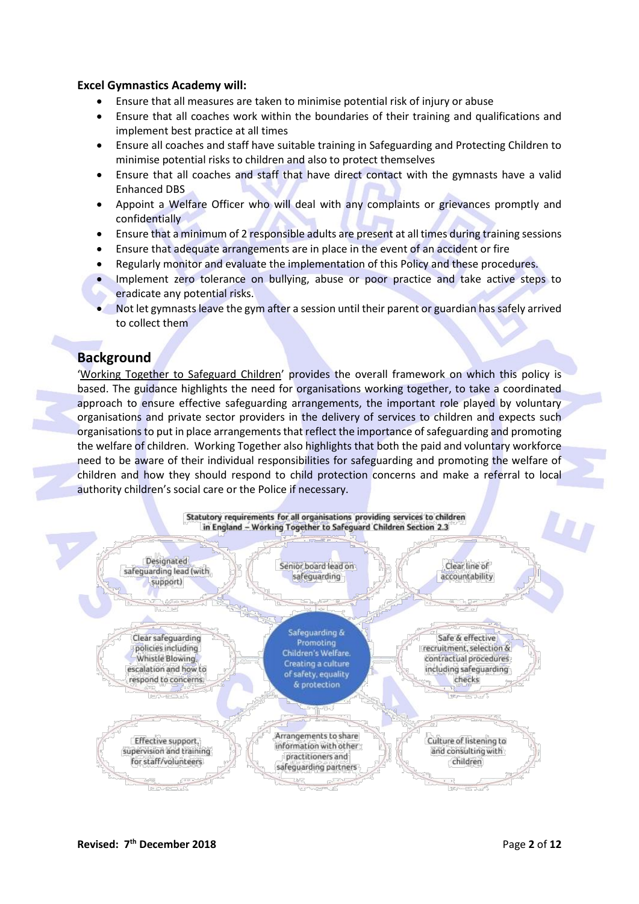**Excel Gymnastics Academy will:**

- Ensure that all measures are taken to minimise potential risk of injury or abuse
- Ensure that all coaches work within the boundaries of their training and qualifications and implement best practice at all times
- Ensure all coaches and staff have suitable training in Safeguarding and Protecting Children to minimise potential risks to children and also to protect themselves
- Ensure that all coaches and staff that have direct contact with the gymnasts have a valid Enhanced DBS
- Appoint a Welfare Officer who will deal with any complaints or grievances promptly and confidentially
- Ensure that a minimum of 2 responsible adults are present at all times during training sessions
- Ensure that adequate arrangements are in place in the event of an accident or fire
- Regularly monitor and evaluate the implementation of this Policy and these procedures.
- Implement zero tolerance on bullying, abuse or poor practice and take active steps to eradicate any potential risks.
- Not let gymnasts leave the gym after a session until their parent or guardian has safely arrived to collect them

## Background

'Working Together to Safeguard Children' provides the overall framework on which this policy is based. The guidance highlights the need for organisations working together, to take a coordinated approach to ensure effective safeguarding arrangements, the important role played by voluntary organisations and private sector providers in the delivery of services to children and expects such organisations to put in place arrangements that reflect the importance of safeguarding and promoting the welfare of children. Working Together also highlights that both the paid and voluntary workforce need to be aware of their individual responsibilities for safeguarding and promoting the welfare of children and how they should respond to child protection concerns and make a referral to local authority children's social care or the Police if necessary.

**Statutory requirements for all organisations providing services to children in England – Working Together to Safeguard Children Section 2.3**

- Designated safeguarding lead (with support)
- Senior board lead on safeguarding
- Clear line of accountability
- Clear safeguarding policies including Whistle Blowing, escalation and how to respond to concerns
- Safeguarding & Promoting Children's Welfare. Creating a culture of safety, equality & protection
- Safe & effective recruitment, selection & contractual procedures including safeguarding checks
- Effective support, supervision and training for staff/volunteers
- Arrangements to share information with other practitioners and safeguarding partners
- Culture of listening to and consulting with children

**Revised: 7th December 2018**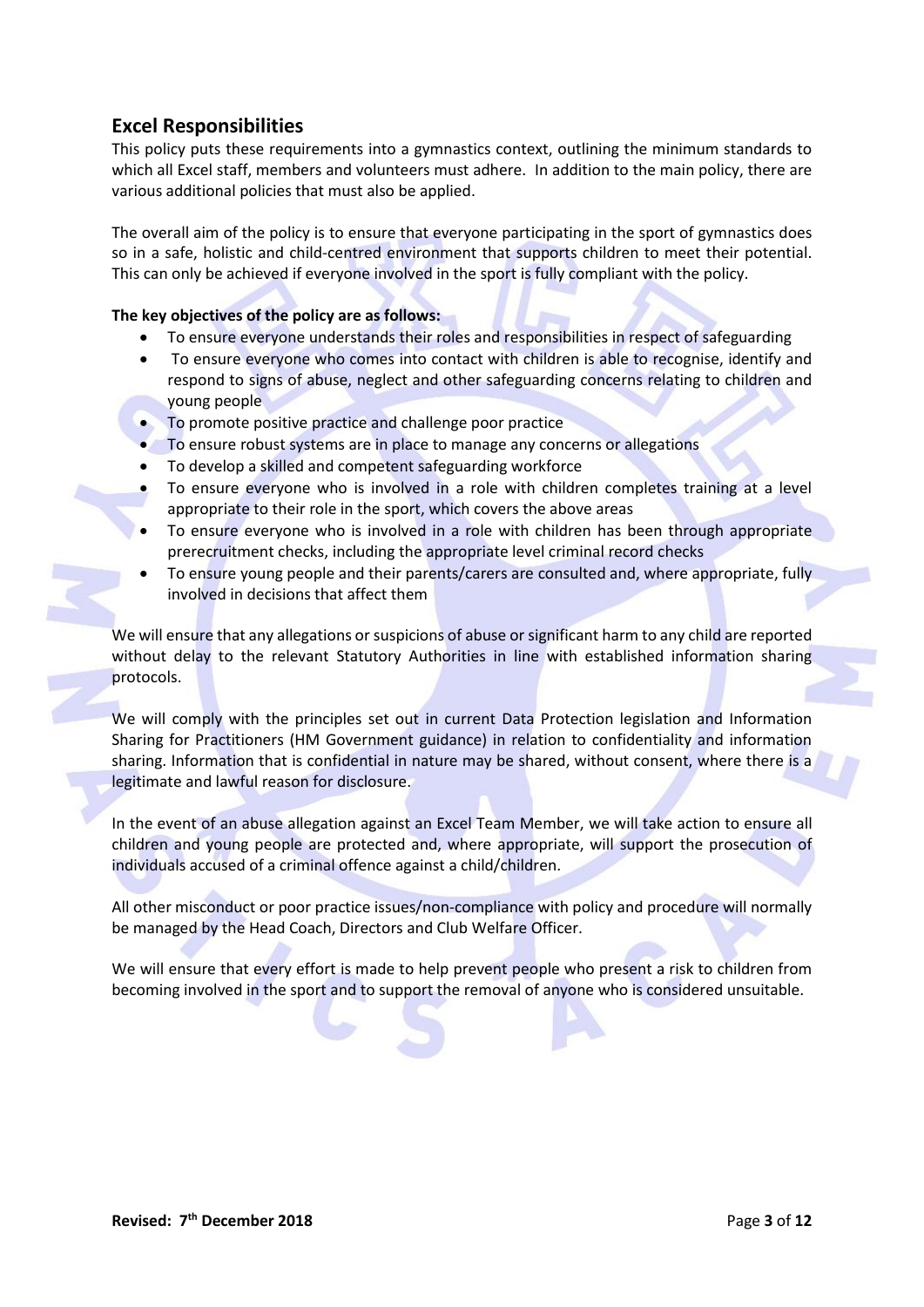## Excel Responsibilities

This policy puts these requirements into a gymnastics context, outlining the minimum standards to which all Excel staff, members and volunteers must adhere. In addition to the main policy, there are various additional policies that must also be applied.

The overall aim of the policy is to ensure that everyone participating in the sport of gymnastics does so in a safe, holistic and child-centred environment that supports children to meet their potential. This can only be achieved if everyone involved in the sport is fully compliant with the policy.

**The key objectives of the policy are as follows:**

- To ensure everyone understands their roles and responsibilities in respect of safeguarding
- To ensure everyone who comes into contact with children is able to recognise, identify and respond to signs of abuse, neglect and other safeguarding concerns relating to children and young people
- To promote positive practice and challenge poor practice
- To ensure robust systems are in place to manage any concerns or allegations
- To develop a skilled and competent safeguarding workforce
- To ensure everyone who is involved in a role with children completes training at a level appropriate to their role in the sport, which covers the above areas
- To ensure everyone who is involved in a role with children has been through appropriate prerecruitment checks, including the appropriate level criminal record checks
- To ensure young people and their parents/carers are consulted and, where appropriate, fully involved in decisions that affect them

We will ensure that any allegations or suspicions of abuse or significant harm to any child are reported without delay to the relevant Statutory Authorities in line with established information sharing protocols.

We will comply with the principles set out in current Data Protection legislation and Information Sharing for Practitioners (HM Government guidance) in relation to confidentiality and information sharing. Information that is confidential in nature may be shared, without consent, where there is a legitimate and lawful reason for disclosure.

In the event of an abuse allegation against an Excel Team Member, we will take action to ensure all children and young people are protected and, where appropriate, will support the prosecution of individuals accused of a criminal offence against a child/children.

All other misconduct or poor practice issues/non-compliance with policy and procedure will normally be managed by the Head Coach, Directors and Club Welfare Officer.

We will ensure that every effort is made to help prevent people who present a risk to children from becoming involved in the sport and to support the removal of anyone who is considered unsuitable.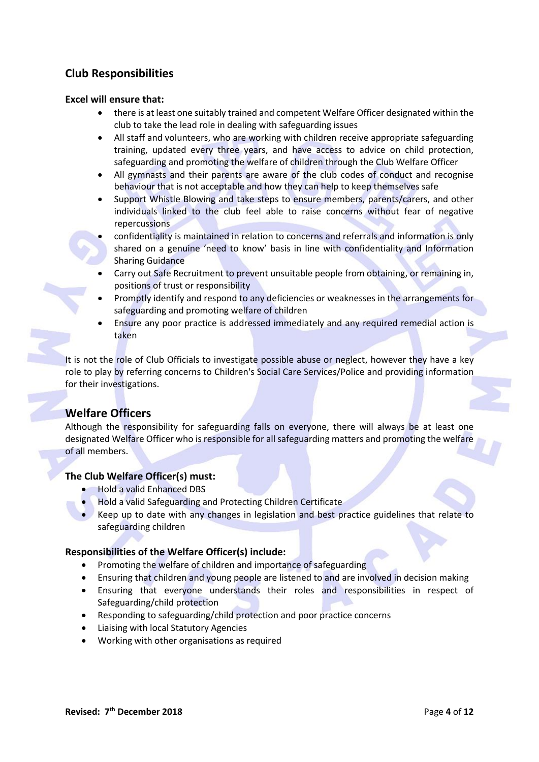## Club Responsibilities

**Excel will ensure that:**

- there is at least one suitably trained and competent Welfare Officer designated within the club to take the lead role in dealing with safeguarding issues
- All staff and volunteers, who are working with children receive appropriate safeguarding training, updated every three years, and have access to advice on child protection, safeguarding and promoting the welfare of children through the Club Welfare Officer
- All gymnasts and their parents are aware of the club codes of conduct and recognise behaviour that is not acceptable and how they can help to keep themselves safe
- Support Whistle Blowing and take steps to ensure members, parents/carers, and other individuals linked to the club feel able to raise concerns without fear of negative repercussions
- confidentiality is maintained in relation to concerns and referrals and information is only shared on a genuine 'need to know' basis in line with confidentiality and Information Sharing Guidance
- Carry out Safe Recruitment to prevent unsuitable people from obtaining, or remaining in, positions of trust or responsibility
- Promptly identify and respond to any deficiencies or weaknesses in the arrangements for safeguarding and promoting welfare of children
- Ensure any poor practice is addressed immediately and any required remedial action is taken

It is not the role of Club Officials to investigate possible abuse or neglect, however they have a key role to play by referring concerns to Children's Social Care Services/Police and providing information for their investigations.

## Welfare Officers

Although the responsibility for safeguarding falls on everyone, there will always be at least one designated Welfare Officer who is responsible for all safeguarding matters and promoting the welfare of all members.

**The Club Welfare Officer(s) must:**

- Hold a valid Enhanced DBS
- Hold a valid Safeguarding and Protecting Children Certificate
- Keep up to date with any changes in legislation and best practice guidelines that relate to safeguarding children

**Responsibilities of the Welfare Officer(s) include:**

- Promoting the welfare of children and importance of safeguarding
- Ensuring that children and young people are listened to and are involved in decision making
- Ensuring that everyone understands their roles and responsibilities in respect of Safeguarding/child protection
- Responding to safeguarding/child protection and poor practice concerns
- Liaising with local Statutory Agencies
- Working with other organisations as required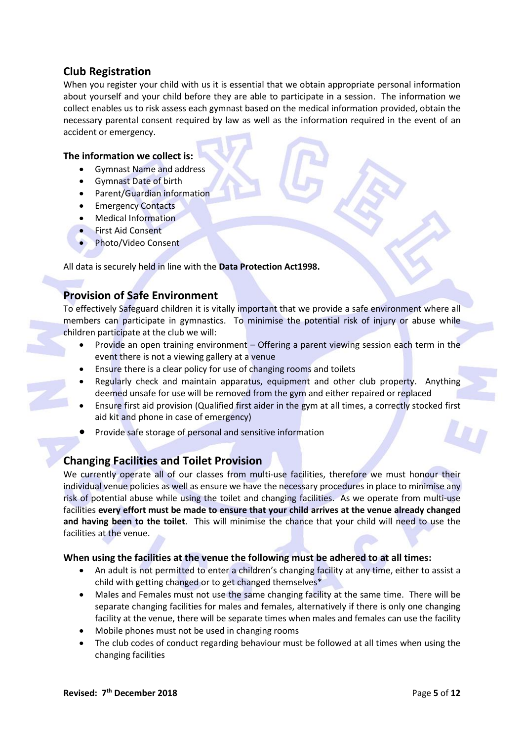## Club Registration

When you register your child with us it is essential that we obtain appropriate personal information about yourself and your child before they are able to participate in a session. The information we collect enables us to risk assess each gymnast based on the medical information provided, obtain the necessary parental consent required by law as well as the information required in the event of an accident or emergency.

**The information we collect is:**

- Gymnast Name and address
- Gymnast Date of birth
- Parent/Guardian information
- Emergency Contacts
- Medical Information
- First Aid Consent
- Photo/Video Consent

All data is securely held in line with the **Data Protection Act1998.**

## Provision of Safe Environment

To effectively Safeguard children it is vitally important that we provide a safe environment where all members can participate in gymnastics. To minimise the potential risk of injury or abuse while children participate at the club we will:

- Provide an open training environment – Offering a parent viewing session each term in the event there is not a viewing gallery at a venue
- Ensure there is a clear policy for use of changing rooms and toilets
- Regularly check and maintain apparatus, equipment and other club property. Anything deemed unsafe for use will be removed from the gym and either repaired or replaced
- Ensure first aid provision (Qualified first aider in the gym at all times, a correctly stocked first aid kit and phone in case of emergency)
- Provide safe storage of personal and sensitive information

## Changing Facilities and Toilet Provision

We currently operate all of our classes from multi-use facilities, therefore we must honour their individual venue policies as well as ensure we have the necessary procedures in place to minimise any risk of potential abuse while using the toilet and changing facilities. As we operate from multi-use facilities **every effort must be made to ensure that your child arrives at the venue already changed and having been to the toilet**. This will minimise the chance that your child will need to use the facilities at the venue.

**When using the facilities at the venue the following must be adhered to at all times:**

- An adult is not permitted to enter a children's changing facility at any time, either to assist a child with getting changed or to get changed themselves*
- Males and Females must not use the same changing facility at the same time. There will be separate changing facilities for males and females, alternatively if there is only one changing facility at the venue, there will be separate times when males and females can use the facility
- Mobile phones must not be used in changing rooms
- The club codes of conduct regarding behaviour must be followed at all times when using the changing facilities

**Revised: 7th December 2018**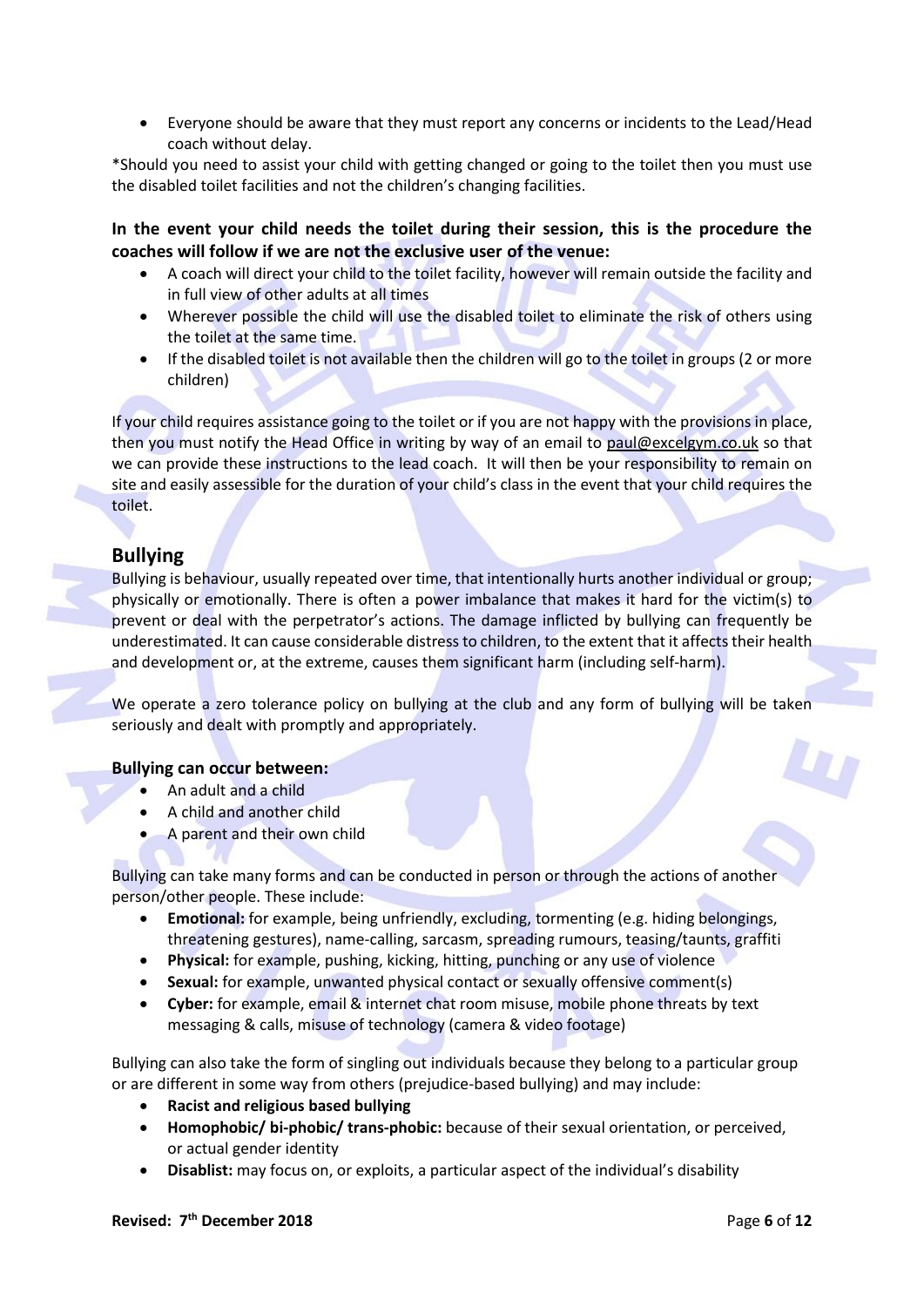- Everyone should be aware that they must report any concerns or incidents to the Lead/Head coach without delay.

*Should you need to assist your child with getting changed or going to the toilet then you must use the disabled toilet facilities and not the children's changing facilities.

**In the event your child needs the toilet during their session, this is the procedure the coaches will follow if we are not the exclusive user of the venue:**

- A coach will direct your child to the toilet facility, however will remain outside the facility and in full view of other adults at all times
- Wherever possible the child will use the disabled toilet to eliminate the risk of others using the toilet at the same time.
- If the disabled toilet is not available then the children will go to the toilet in groups (2 or more children)

If your child requires assistance going to the toilet or if you are not happy with the provisions in place, then you must notify the Head Office in writing by way of an email to paul@excelgym.co.uk so that we can provide these instructions to the lead coach. It will then be your responsibility to remain on site and easily assessible for the duration of your child's class in the event that your child requires the toilet.

## Bullying

Bullying is behaviour, usually repeated over time, that intentionally hurts another individual or group; physically or emotionally. There is often a power imbalance that makes it hard for the victim(s) to prevent or deal with the perpetrator's actions. The damage inflicted by bullying can frequently be underestimated. It can cause considerable distress to children, to the extent that it affects their health and development or, at the extreme, causes them significant harm (including self-harm).

We operate a zero tolerance policy on bullying at the club and any form of bullying will be taken seriously and dealt with promptly and appropriately.

**Bullying can occur between:**

- An adult and a child
- A child and another child
- A parent and their own child

Bullying can take many forms and can be conducted in person or through the actions of another person/other people. These include:

- **Emotional:** for example, being unfriendly, excluding, tormenting (e.g. hiding belongings, threatening gestures), name-calling, sarcasm, spreading rumours, teasing/taunts, graffiti
- **Physical:** for example, pushing, kicking, hitting, punching or any use of violence
- **Sexual:** for example, unwanted physical contact or sexually offensive comment(s)
- **Cyber:** for example, email & internet chat room misuse, mobile phone threats by text messaging & calls, misuse of technology (camera & video footage)

Bullying can also take the form of singling out individuals because they belong to a particular group or are different in some way from others (prejudice-based bullying) and may include:

- **Racist and religious based bullying**
- **Homophobic/ bi-phobic/ trans-phobic:** because of their sexual orientation, or perceived, or actual gender identity
- **Disablist:** may focus on, or exploits, a particular aspect of the individual's disability

**Revised: 7th December 2018**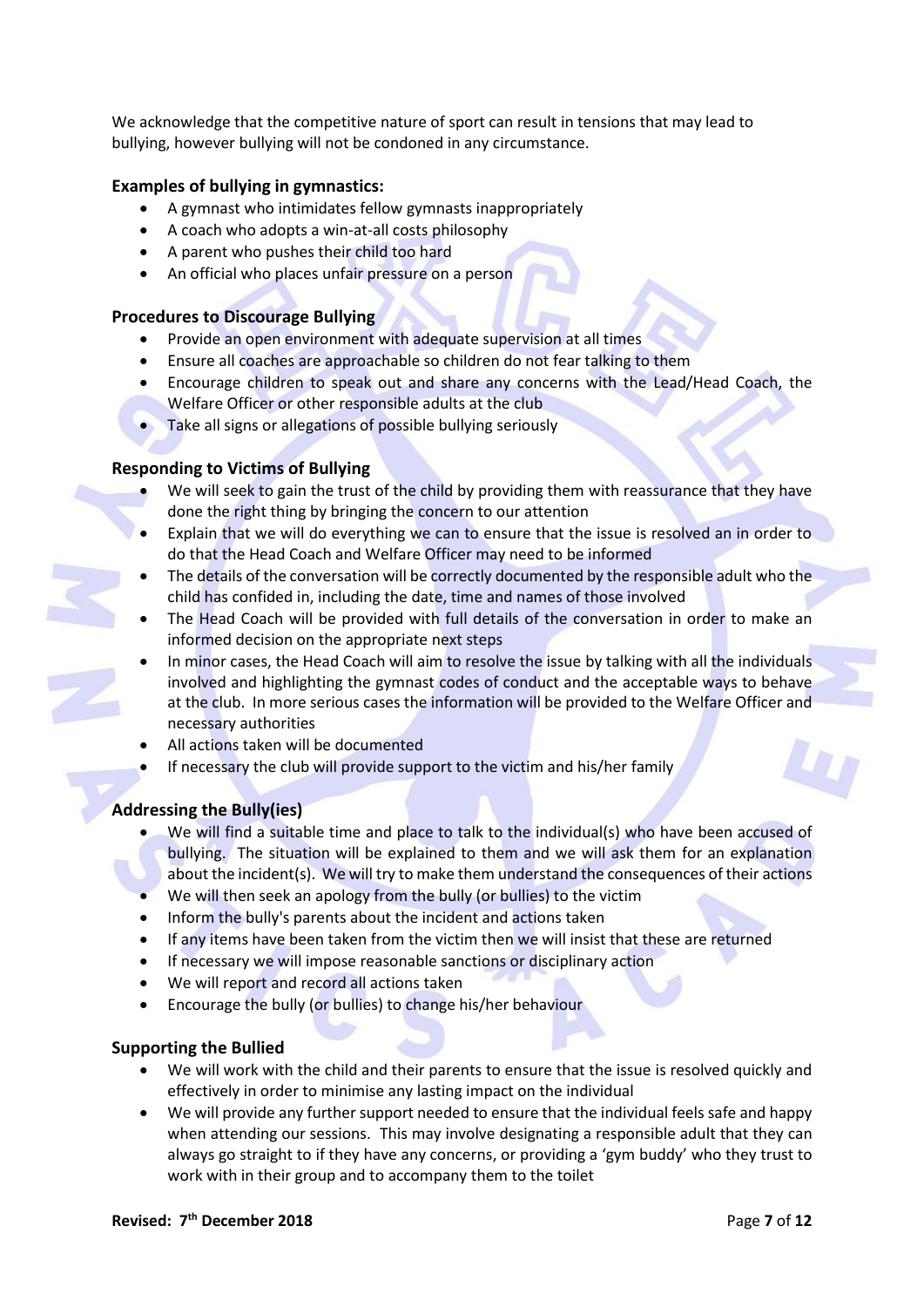We acknowledge that the competitive nature of sport can result in tensions that may lead to bullying, however bullying will not be condoned in any circumstance.

**Examples of bullying in gymnastics:**

- A gymnast who intimidates fellow gymnasts inappropriately
- A coach who adopts a win-at-all costs philosophy
- A parent who pushes their child too hard
- An official who places unfair pressure on a person

**Procedures to Discourage Bullying**

- Provide an open environment with adequate supervision at all times
- Ensure all coaches are approachable so children do not fear talking to them
- Encourage children to speak out and share any concerns with the Lead/Head Coach, the Welfare Officer or other responsible adults at the club
- Take all signs or allegations of possible bullying seriously

**Responding to Victims of Bullying**

- We will seek to gain the trust of the child by providing them with reassurance that they have done the right thing by bringing the concern to our attention
- Explain that we will do everything we can to ensure that the issue is resolved an in order to do that the Head Coach and Welfare Officer may need to be informed
- The details of the conversation will be correctly documented by the responsible adult who the child has confided in, including the date, time and names of those involved
- The Head Coach will be provided with full details of the conversation in order to make an informed decision on the appropriate next steps
- In minor cases, the Head Coach will aim to resolve the issue by talking with all the individuals involved and highlighting the gymnast codes of conduct and the acceptable ways to behave at the club. In more serious cases the information will be provided to the Welfare Officer and necessary authorities
- All actions taken will be documented
- If necessary the club will provide support to the victim and his/her family

**Addressing the Bully(ies)**

- We will find a suitable time and place to talk to the individual(s) who have been accused of bullying. The situation will be explained to them and we will ask them for an explanation about the incident(s). We will try to make them understand the consequences of their actions
- We will then seek an apology from the bully (or bullies) to the victim
- Inform the bully's parents about the incident and actions taken
- If any items have been taken from the victim then we will insist that these are returned
- If necessary we will impose reasonable sanctions or disciplinary action
- We will report and record all actions taken
- Encourage the bully (or bullies) to change his/her behaviour

**Supporting the Bullied**

- We will work with the child and their parents to ensure that the issue is resolved quickly and effectively in order to minimise any lasting impact on the individual
- We will provide any further support needed to ensure that the individual feels safe and happy when attending our sessions. This may involve designating a responsible adult that they can always go straight to if they have any concerns, or providing a 'gym buddy' who they trust to work with in their group and to accompany them to the toilet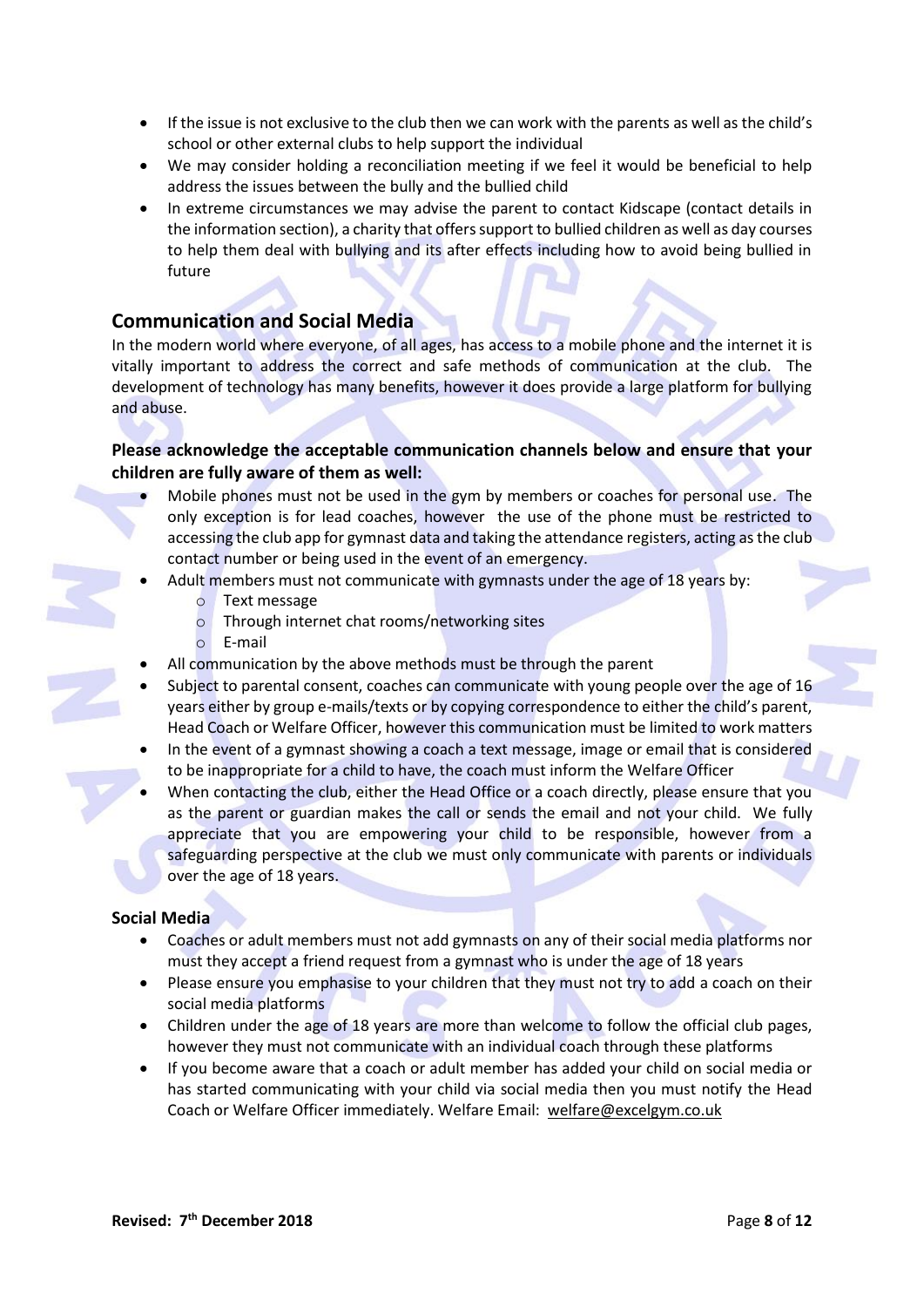- If the issue is not exclusive to the club then we can work with the parents as well as the child's school or other external clubs to help support the individual
- We may consider holding a reconciliation meeting if we feel it would be beneficial to help address the issues between the bully and the bullied child
- In extreme circumstances we may advise the parent to contact Kidscape (contact details in the information section), a charity that offers support to bullied children as well as day courses to help them deal with bullying and its after effects including how to avoid being bullied in future

## Communication and Social Media

In the modern world where everyone, of all ages, has access to a mobile phone and the internet it is vitally important to address the correct and safe methods of communication at the club. The development of technology has many benefits, however it does provide a large platform for bullying and abuse.

**Please acknowledge the acceptable communication channels below and ensure that your children are fully aware of them as well:**

- Mobile phones must not be used in the gym by members or coaches for personal use. The only exception is for lead coaches, however the use of the phone must be restricted to accessing the club app for gymnast data and taking the attendance registers, acting as the club contact number or being used in the event of an emergency.
- Adult members must not communicate with gymnasts under the age of 18 years by:
    - Text message
    - Through internet chat rooms/networking sites
    - E-mail
- All communication by the above methods must be through the parent
- Subject to parental consent, coaches can communicate with young people over the age of 16 years either by group e-mails/texts or by copying correspondence to either the child's parent, Head Coach or Welfare Officer, however this communication must be limited to work matters
- In the event of a gymnast showing a coach a text message, image or email that is considered to be inappropriate for a child to have, the coach must inform the Welfare Officer
- When contacting the club, either the Head Office or a coach directly, please ensure that you as the parent or guardian makes the call or sends the email and not your child. We fully appreciate that you are empowering your child to be responsible, however from a safeguarding perspective at the club we must only communicate with parents or individuals over the age of 18 years.

### Social Media

- Coaches or adult members must not add gymnasts on any of their social media platforms nor must they accept a friend request from a gymnast who is under the age of 18 years
- Please ensure you emphasise to your children that they must not try to add a coach on their social media platforms
- Children under the age of 18 years are more than welcome to follow the official club pages, however they must not communicate with an individual coach through these platforms
- If you become aware that a coach or adult member has added your child on social media or has started communicating with your child via social media then you must notify the Head Coach or Welfare Officer immediately. Welfare Email: welfare@excelgym.co.uk

**Revised: 7th December 2018**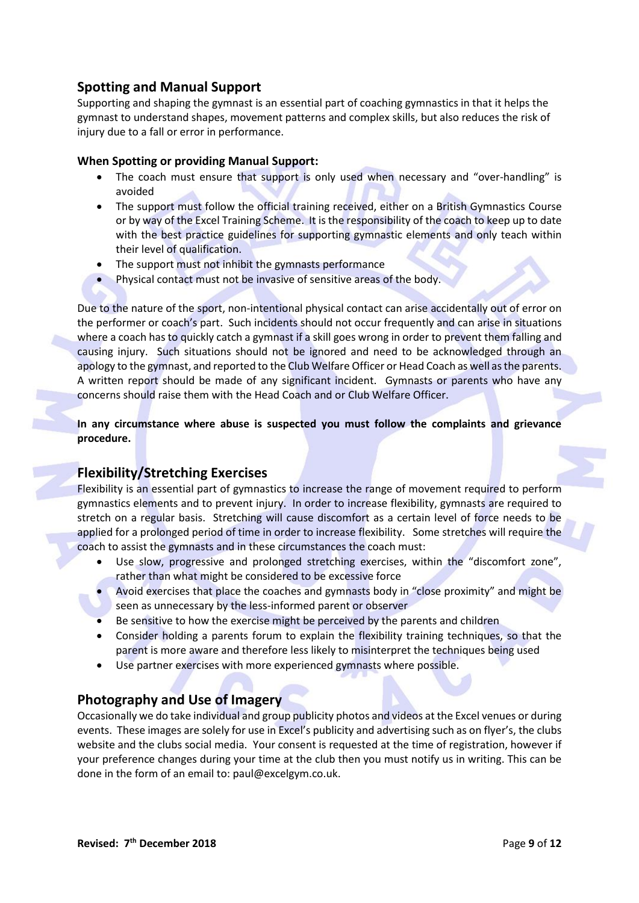## Spotting and Manual Support

Supporting and shaping the gymnast is an essential part of coaching gymnastics in that it helps the gymnast to understand shapes, movement patterns and complex skills, but also reduces the risk of injury due to a fall or error in performance.

**When Spotting or providing Manual Support:**

- The coach must ensure that support is only used when necessary and "over-handling" is avoided
- The support must follow the official training received, either on a British Gymnastics Course or by way of the Excel Training Scheme. It is the responsibility of the coach to keep up to date with the best practice guidelines for supporting gymnastic elements and only teach within their level of qualification.
- The support must not inhibit the gymnasts performance
- Physical contact must not be invasive of sensitive areas of the body.

Due to the nature of the sport, non-intentional physical contact can arise accidentally out of error on the performer or coach's part. Such incidents should not occur frequently and can arise in situations where a coach has to quickly catch a gymnast if a skill goes wrong in order to prevent them falling and causing injury. Such situations should not be ignored and need to be acknowledged through an apology to the gymnast, and reported to the Club Welfare Officer or Head Coach as well as the parents. A written report should be made of any significant incident. Gymnasts or parents who have any concerns should raise them with the Head Coach and or Club Welfare Officer.

**In any circumstance where abuse is suspected you must follow the complaints and grievance procedure.**

## Flexibility/Stretching Exercises

Flexibility is an essential part of gymnastics to increase the range of movement required to perform gymnastics elements and to prevent injury. In order to increase flexibility, gymnasts are required to stretch on a regular basis. Stretching will cause discomfort as a certain level of force needs to be applied for a prolonged period of time in order to increase flexibility. Some stretches will require the coach to assist the gymnasts and in these circumstances the coach must:

- Use slow, progressive and prolonged stretching exercises, within the "discomfort zone", rather than what might be considered to be excessive force
- Avoid exercises that place the coaches and gymnasts body in "close proximity" and might be seen as unnecessary by the less-informed parent or observer
- Be sensitive to how the exercise might be perceived by the parents and children
- Consider holding a parents forum to explain the flexibility training techniques, so that the parent is more aware and therefore less likely to misinterpret the techniques being used
- Use partner exercises with more experienced gymnasts where possible.

## Photography and Use of Imagery

Occasionally we do take individual and group publicity photos and videos at the Excel venues or during events. These images are solely for use in Excel's publicity and advertising such as on flyer's, the clubs website and the clubs social media. Your consent is requested at the time of registration, however if your preference changes during your time at the club then you must notify us in writing. This can be done in the form of an email to: paul@excelgym.co.uk.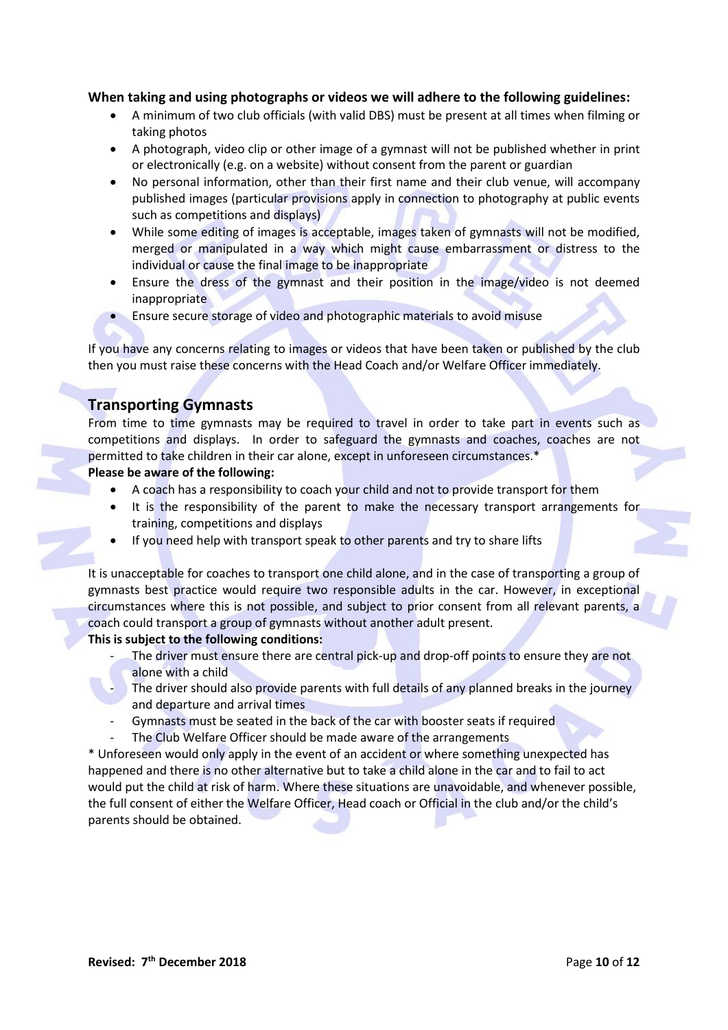**When taking and using photographs or videos we will adhere to the following guidelines:**

- A minimum of two club officials (with valid DBS) must be present at all times when filming or taking photos
- A photograph, video clip or other image of a gymnast will not be published whether in print or electronically (e.g. on a website) without consent from the parent or guardian
- No personal information, other than their first name and their club venue, will accompany published images (particular provisions apply in connection to photography at public events such as competitions and displays)
- While some editing of images is acceptable, images taken of gymnasts will not be modified, merged or manipulated in a way which might cause embarrassment or distress to the individual or cause the final image to be inappropriate
- Ensure the dress of the gymnast and their position in the image/video is not deemed inappropriate
- Ensure secure storage of video and photographic materials to avoid misuse

If you have any concerns relating to images or videos that have been taken or published by the club then you must raise these concerns with the Head Coach and/or Welfare Officer immediately.

## Transporting Gymnasts

From time to time gymnasts may be required to travel in order to take part in events such as competitions and displays. In order to safeguard the gymnasts and coaches, coaches are not permitted to take children in their car alone, except in unforeseen circumstances.*

**Please be aware of the following:**

- A coach has a responsibility to coach your child and not to provide transport for them
- It is the responsibility of the parent to make the necessary transport arrangements for training, competitions and displays
- If you need help with transport speak to other parents and try to share lifts

It is unacceptable for coaches to transport one child alone, and in the case of transporting a group of gymnasts best practice would require two responsible adults in the car. However, in exceptional circumstances where this is not possible, and subject to prior consent from all relevant parents, a coach could transport a group of gymnasts without another adult present.

**This is subject to the following conditions:**

- The driver must ensure there are central pick-up and drop-off points to ensure they are not alone with a child
- The driver should also provide parents with full details of any planned breaks in the journey and departure and arrival times
- Gymnasts must be seated in the back of the car with booster seats if required
- The Club Welfare Officer should be made aware of the arrangements

* Unforeseen would only apply in the event of an accident or where something unexpected has happened and there is no other alternative but to take a child alone in the car and to fail to act would put the child at risk of harm. Where these situations are unavoidable, and whenever possible, the full consent of either the Welfare Officer, Head coach or Official in the club and/or the child's parents should be obtained.

**Revised: 7th December 2018**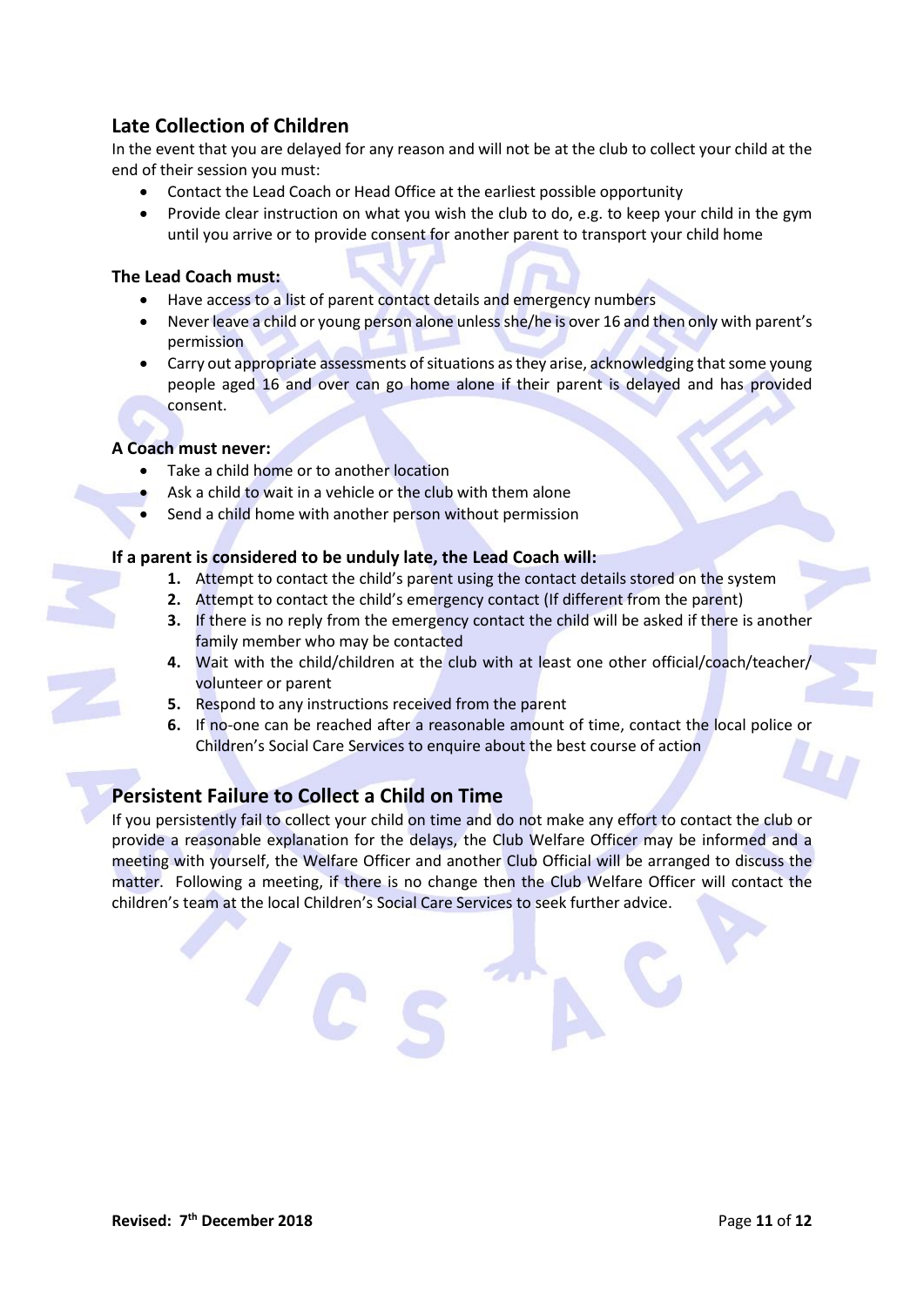## Late Collection of Children

In the event that you are delayed for any reason and will not be at the club to collect your child at the end of their session you must:

- Contact the Lead Coach or Head Office at the earliest possible opportunity
- Provide clear instruction on what you wish the club to do, e.g. to keep your child in the gym until you arrive or to provide consent for another parent to transport your child home

**The Lead Coach must:**

- Have access to a list of parent contact details and emergency numbers
- Never leave a child or young person alone unless she/he is over 16 and then only with parent's permission
- Carry out appropriate assessments of situations as they arise, acknowledging that some young people aged 16 and over can go home alone if their parent is delayed and has provided consent.

**A Coach must never:**

- Take a child home or to another location
- Ask a child to wait in a vehicle or the club with them alone
- Send a child home with another person without permission

**If a parent is considered to be unduly late, the Lead Coach will:**

1. Attempt to contact the child's parent using the contact details stored on the system
2. Attempt to contact the child's emergency contact (If different from the parent)
3. If there is no reply from the emergency contact the child will be asked if there is another family member who may be contacted
4. Wait with the child/children at the club with at least one other official/coach/teacher/ volunteer or parent
5. Respond to any instructions received from the parent
6. If no-one can be reached after a reasonable amount of time, contact the local police or Children's Social Care Services to enquire about the best course of action

## Persistent Failure to Collect a Child on Time

If you persistently fail to collect your child on time and do not make any effort to contact the club or provide a reasonable explanation for the delays, the Club Welfare Officer may be informed and a meeting with yourself, the Welfare Officer and another Club Official will be arranged to discuss the matter. Following a meeting, if there is no change then the Club Welfare Officer will contact the children's team at the local Children's Social Care Services to seek further advice.

**Revised: 7th December 2018**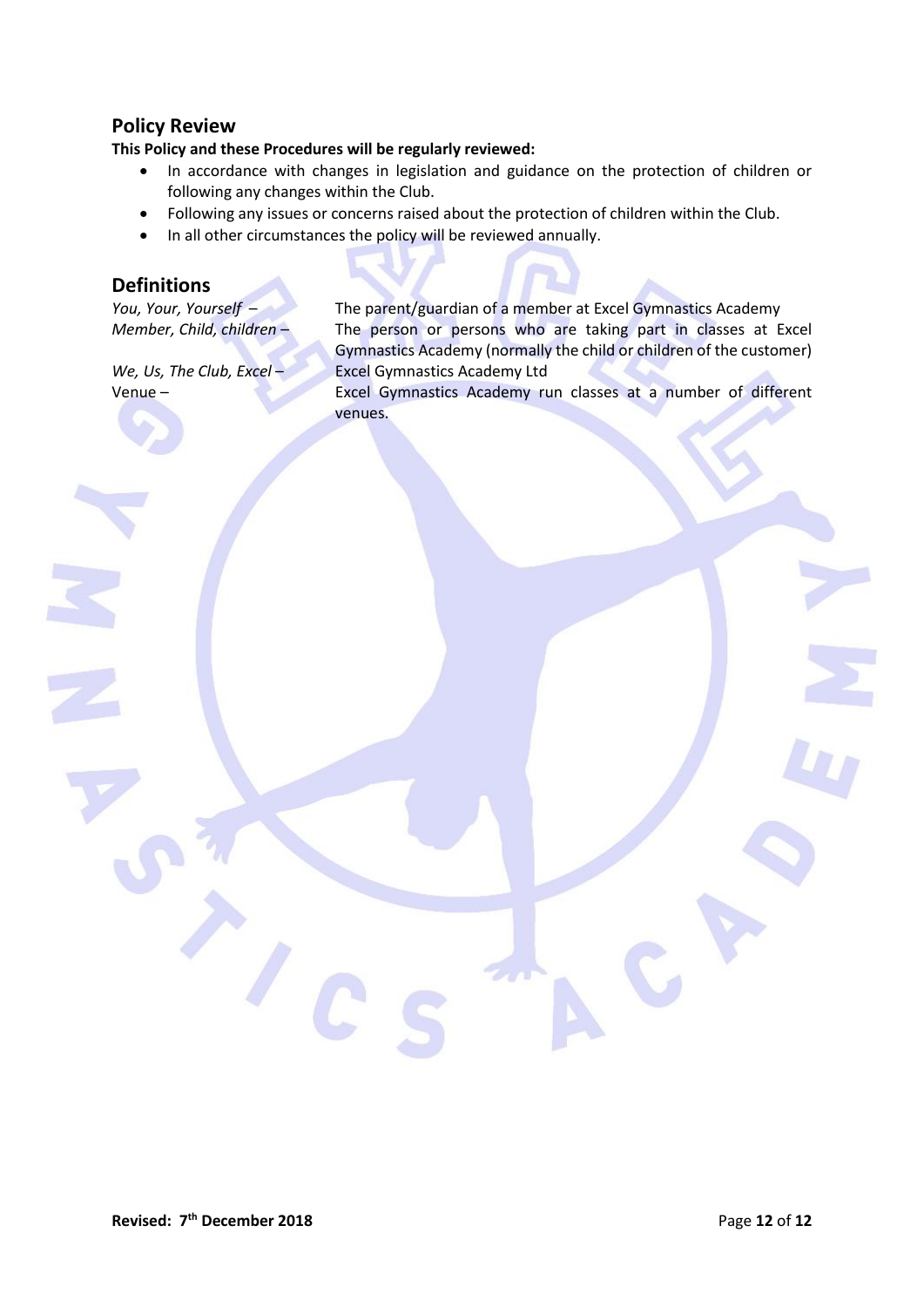## Policy Review

**This Policy and these Procedures will be regularly reviewed:**

- In accordance with changes in legislation and guidance on the protection of children or following any changes within the Club.
- Following any issues or concerns raised about the protection of children within the Club.
- In all other circumstances the policy will be reviewed annually.

## Definitions

| | |
|---|---|
| *You, Your, Yourself* – | The parent/guardian of a member at Excel Gymnastics Academy |
| *Member, Child, children* – | The person or persons who are taking part in classes at Excel Gymnastics Academy (normally the child or children of the customer) |
| *We, Us, The Club, Excel* – | Excel Gymnastics Academy Ltd |
| Venue – | Excel Gymnastics Academy run classes at a number of different venues. |

**Revised: 7th December 2018**